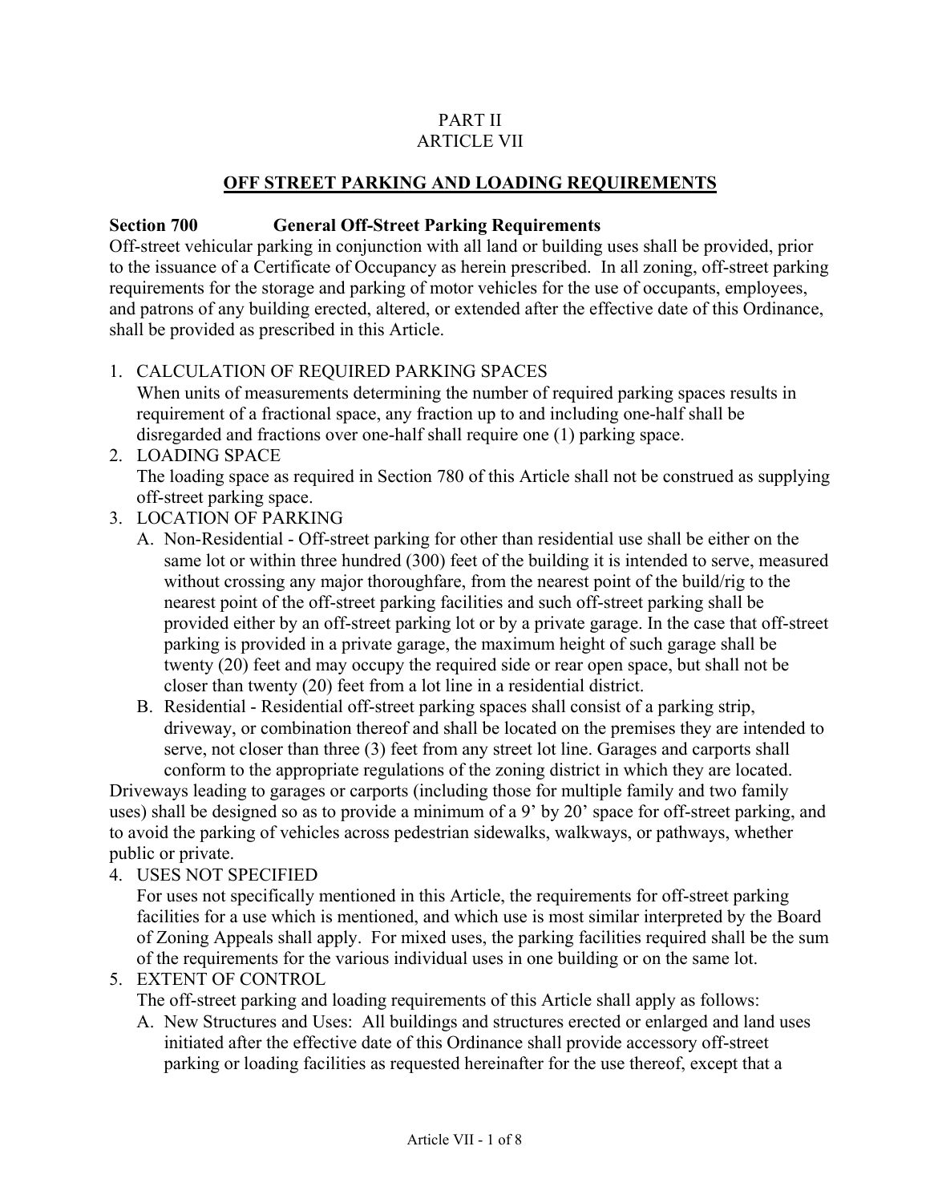PART II
ARTICLE VII

# OFF STREET PARKING AND LOADING REQUIREMENTS

## Section 700 General Off-Street Parking Requirements

Off-street vehicular parking in conjunction with all land or building uses shall be provided, prior to the issuance of a Certificate of Occupancy as herein prescribed. In all zoning, off-street parking requirements for the storage and parking of motor vehicles for the use of occupants, employees, and patrons of any building erected, altered, or extended after the effective date of this Ordinance, shall be provided as prescribed in this Article.

1. CALCULATION OF REQUIRED PARKING SPACES
   When units of measurements determining the number of required parking spaces results in requirement of a fractional space, any fraction up to and including one-half shall be disregarded and fractions over one-half shall require one (1) parking space.
2. LOADING SPACE
   The loading space as required in Section 780 of this Article shall not be construed as supplying off-street parking space.
3. LOCATION OF PARKING
   A. Non-Residential - Off-street parking for other than residential use shall be either on the same lot or within three hundred (300) feet of the building it is intended to serve, measured without crossing any major thoroughfare, from the nearest point of the build/rig to the nearest point of the off-street parking facilities and such off-street parking shall be provided either by an off-street parking lot or by a private garage. In the case that off-street parking is provided in a private garage, the maximum height of such garage shall be twenty (20) feet and may occupy the required side or rear open space, but shall not be closer than twenty (20) feet from a lot line in a residential district.
   B. Residential - Residential off-street parking spaces shall consist of a parking strip, driveway, or combination thereof and shall be located on the premises they are intended to serve, not closer than three (3) feet from any street lot line. Garages and carports shall conform to the appropriate regulations of the zoning district in which they are located.

Driveways leading to garages or carports (including those for multiple family and two family uses) shall be designed so as to provide a minimum of a 9' by 20' space for off-street parking, and to avoid the parking of vehicles across pedestrian sidewalks, walkways, or pathways, whether public or private.

4. USES NOT SPECIFIED
   For uses not specifically mentioned in this Article, the requirements for off-street parking facilities for a use which is mentioned, and which use is most similar interpreted by the Board of Zoning Appeals shall apply. For mixed uses, the parking facilities required shall be the sum of the requirements for the various individual uses in one building or on the same lot.
5. EXTENT OF CONTROL
   The off-street parking and loading requirements of this Article shall apply as follows:
   A. New Structures and Uses: All buildings and structures erected or enlarged and land uses initiated after the effective date of this Ordinance shall provide accessory off-street parking or loading facilities as requested hereinafter for the use thereof, except that a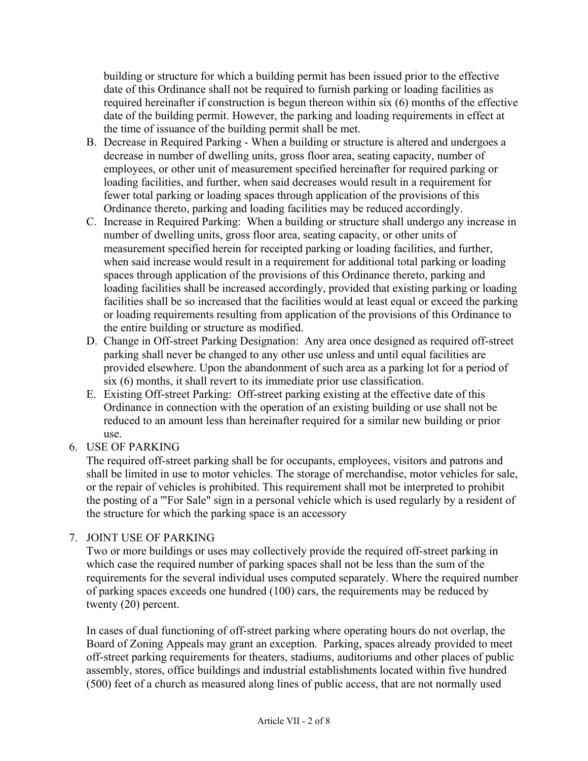building or structure for which a building permit has been issued prior to the effective date of this Ordinance shall not be required to furnish parking or loading facilities as required hereinafter if construction is begun thereon within six (6) months of the effective date of the building permit. However, the parking and loading requirements in effect at the time of issuance of the building permit shall be met.

B. Decrease in Required Parking - When a building or structure is altered and undergoes a decrease in number of dwelling units, gross floor area, seating capacity, number of employees, or other unit of measurement specified hereinafter for required parking or loading facilities, and further, when said decreases would result in a requirement for fewer total parking or loading spaces through application of the provisions of this Ordinance thereto, parking and loading facilities may be reduced accordingly.
C. Increase in Required Parking: When a building or structure shall undergo any increase in number of dwelling units, gross floor area, seating capacity, or other units of measurement specified herein for receipted parking or loading facilities, and further, when said increase would result in a requirement for additional total parking or loading spaces through application of the provisions of this Ordinance thereto, parking and loading facilities shall be increased accordingly, provided that existing parking or loading facilities shall be so increased that the facilities would at least equal or exceed the parking or loading requirements resulting from application of the provisions of this Ordinance to the entire building or structure as modified.
D. Change in Off-street Parking Designation: Any area once designed as required off-street parking shall never be changed to any other use unless and until equal facilities are provided elsewhere. Upon the abandonment of such area as a parking lot for a period of six (6) months, it shall revert to its immediate prior use classification.
E. Existing Off-street Parking: Off-street parking existing at the effective date of this Ordinance in connection with the operation of an existing building or use shall not be reduced to an amount less than hereinafter required for a similar new building or prior use.

6. USE OF PARKING

The required off-street parking shall be for occupants, employees, visitors and patrons and shall be limited in use to motor vehicles. The storage of merchandise, motor vehicles for sale, or the repair of vehicles is prohibited. This requirement shall mot be interpreted to prohibit the posting of a '"For Sale" sign in a personal vehicle which is used regularly by a resident of the structure for which the parking space is an accessory

7. JOINT USE OF PARKING

Two or more buildings or uses may collectively provide the required off-street parking in which case the required number of parking spaces shall not be less than the sum of the requirements for the several individual uses computed separately. Where the required number of parking spaces exceeds one hundred (100) cars, the requirements may be reduced by twenty (20) percent.

In cases of dual functioning of off-street parking where operating hours do not overlap, the Board of Zoning Appeals may grant an exception. Parking, spaces already provided to meet off-street parking requirements for theaters, stadiums, auditoriums and other places of public assembly, stores, office buildings and industrial establishments located within five hundred (500) feet of a church as measured along lines of public access, that are not normally used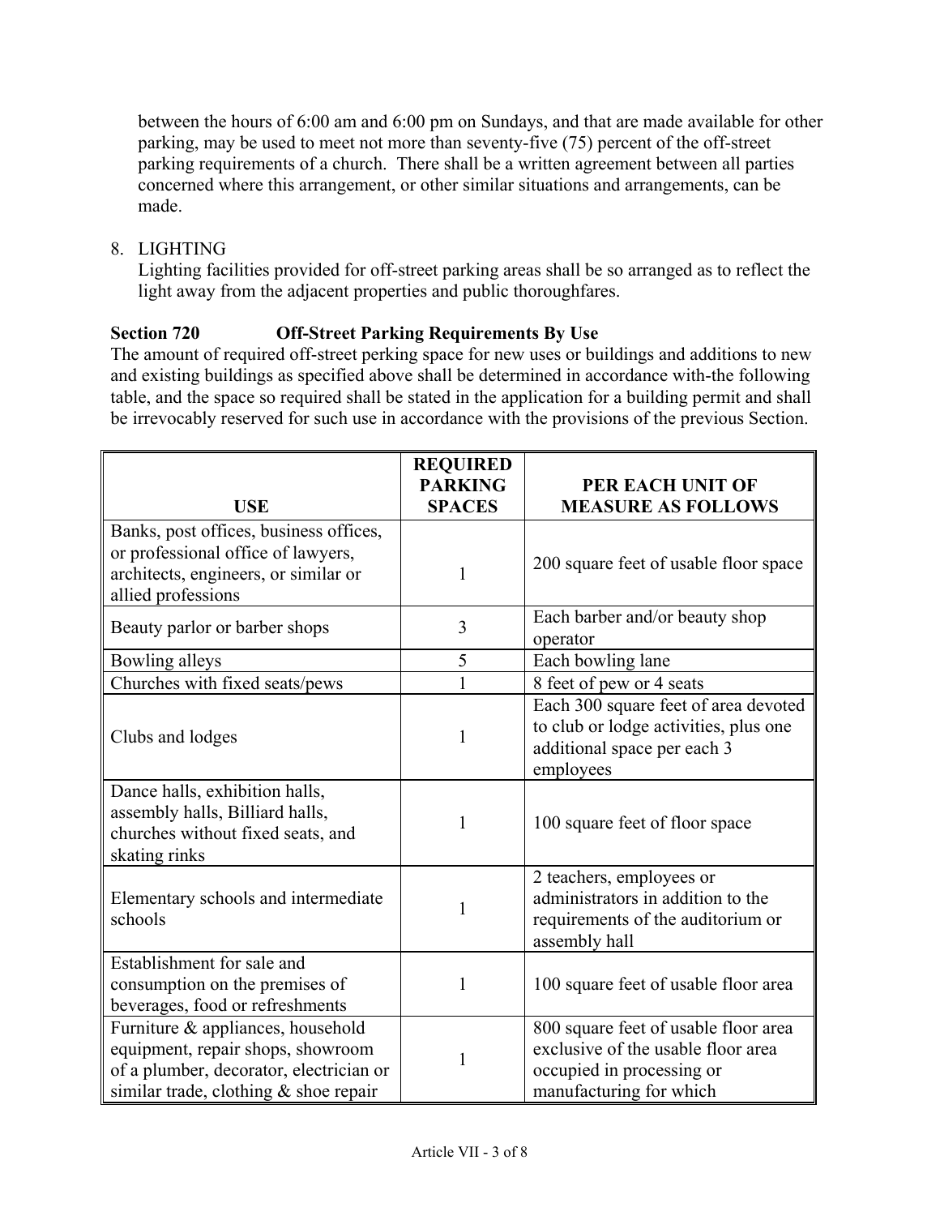between the hours of 6:00 am and 6:00 pm on Sundays, and that are made available for other parking, may be used to meet not more than seventy-five (75) percent of the off-street parking requirements of a church. There shall be a written agreement between all parties concerned where this arrangement, or other similar situations and arrangements, can be made.

8. LIGHTING
   Lighting facilities provided for off-street parking areas shall be so arranged as to reflect the light away from the adjacent properties and public thoroughfares.

**Section 720 Off-Street Parking Requirements By Use**

The amount of required off-street perking space for new uses or buildings and additions to new and existing buildings as specified above shall be determined in accordance with-the following table, and the space so required shall be stated in the application for a building permit and shall be irrevocably reserved for such use in accordance with the provisions of the previous Section.

| USE | REQUIRED PARKING SPACES | PER EACH UNIT OF MEASURE AS FOLLOWS |
|---|---|---|
| Banks, post offices, business offices, or professional office of lawyers, architects, engineers, or similar or allied professions | 1 | 200 square feet of usable floor space |
| Beauty parlor or barber shops | 3 | Each barber and/or beauty shop operator |
| Bowling alleys | 5 | Each bowling lane |
| Churches with fixed seats/pews | 1 | 8 feet of pew or 4 seats |
| Clubs and lodges | 1 | Each 300 square feet of area devoted to club or lodge activities, plus one additional space per each 3 employees |
| Dance halls, exhibition halls, assembly halls, Billiard halls, churches without fixed seats, and skating rinks | 1 | 100 square feet of floor space |
| Elementary schools and intermediate schools | 1 | 2 teachers, employees or administrators in addition to the requirements of the auditorium or assembly hall |
| Establishment for sale and consumption on the premises of beverages, food or refreshments | 1 | 100 square feet of usable floor area |
| Furniture & appliances, household equipment, repair shops, showroom of a plumber, decorator, electrician or similar trade, clothing & shoe repair | 1 | 800 square feet of usable floor area exclusive of the usable floor area occupied in processing or manufacturing for which |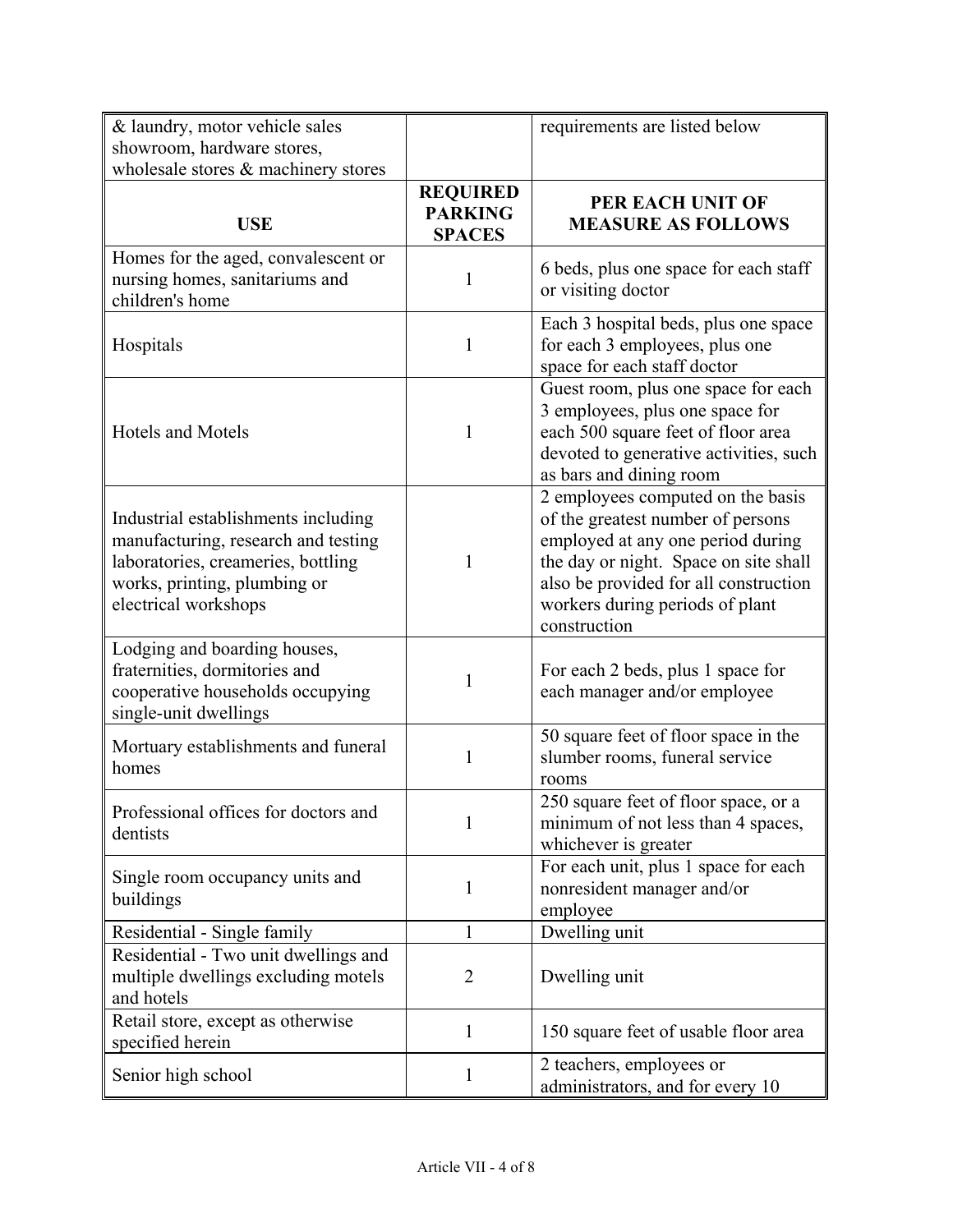| & laundry, motor vehicle sales showroom, hardware stores, wholesale stores & machinery stores | | requirements are listed below |
|---|---|---|
| **USE** | **REQUIRED PARKING SPACES** | **PER EACH UNIT OF MEASURE AS FOLLOWS** |
| Homes for the aged, convalescent or nursing homes, sanitariums and children's home | 1 | 6 beds, plus one space for each staff or visiting doctor |
| Hospitals | 1 | Each 3 hospital beds, plus one space for each 3 employees, plus one space for each staff doctor |
| Hotels and Motels | 1 | Guest room, plus one space for each 3 employees, plus one space for each 500 square feet of floor area devoted to generative activities, such as bars and dining room |
| Industrial establishments including manufacturing, research and testing laboratories, creameries, bottling works, printing, plumbing or electrical workshops | 1 | 2 employees computed on the basis of the greatest number of persons employed at any one period during the day or night. Space on site shall also be provided for all construction workers during periods of plant construction |
| Lodging and boarding houses, fraternities, dormitories and cooperative households occupying single-unit dwellings | 1 | For each 2 beds, plus 1 space for each manager and/or employee |
| Mortuary establishments and funeral homes | 1 | 50 square feet of floor space in the slumber rooms, funeral service rooms |
| Professional offices for doctors and dentists | 1 | 250 square feet of floor space, or a minimum of not less than 4 spaces, whichever is greater |
| Single room occupancy units and buildings | 1 | For each unit, plus 1 space for each nonresident manager and/or employee |
| Residential - Single family | 1 | Dwelling unit |
| Residential - Two unit dwellings and multiple dwellings excluding motels and hotels | 2 | Dwelling unit |
| Retail store, except as otherwise specified herein | 1 | 150 square feet of usable floor area |
| Senior high school | 1 | 2 teachers, employees or administrators, and for every 10 |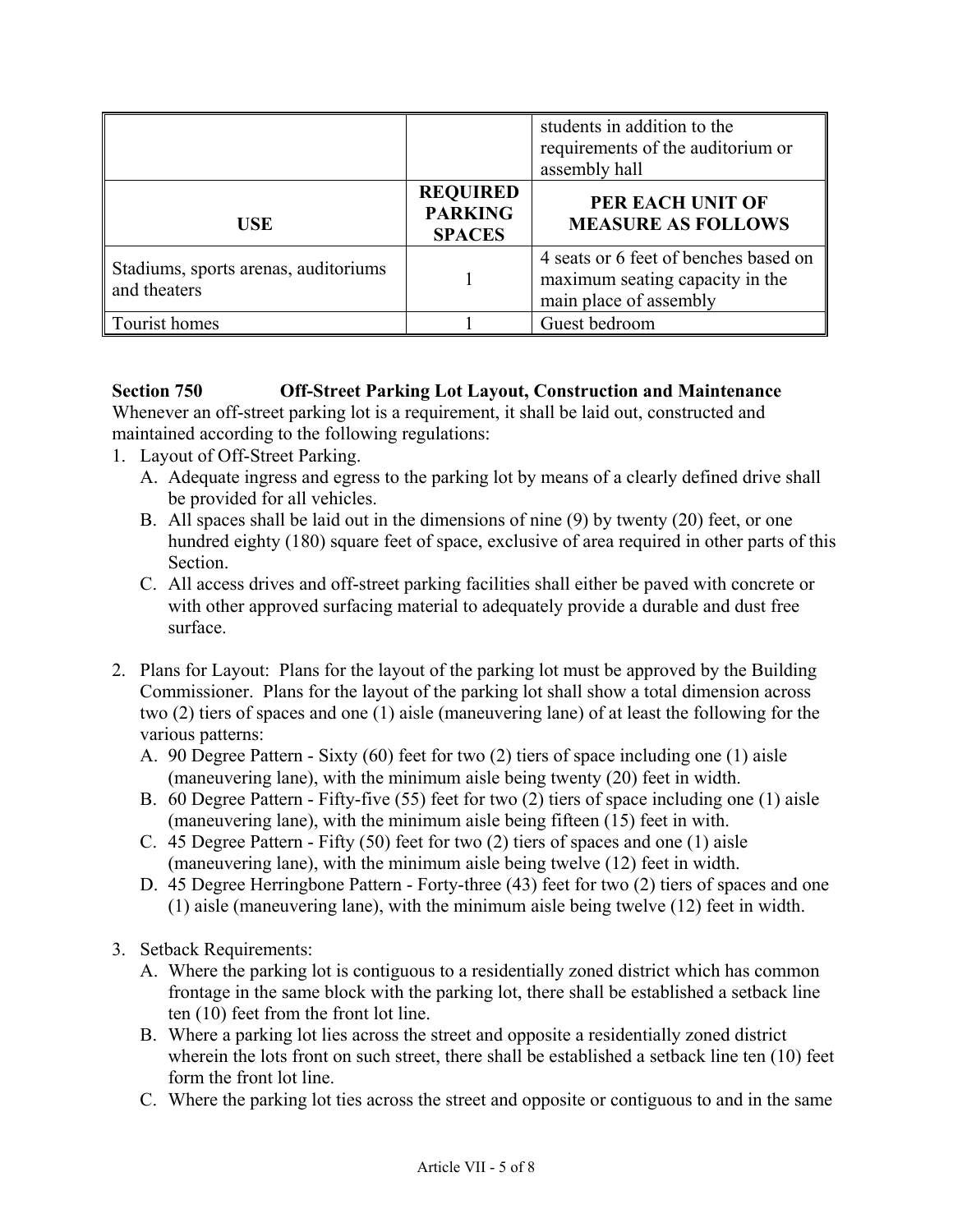| | | students in addition to the requirements of the auditorium or assembly hall |
|---|---|---|
| **USE** | **REQUIRED PARKING SPACES** | **PER EACH UNIT OF MEASURE AS FOLLOWS** |
| Stadiums, sports arenas, auditoriums and theaters | 1 | 4 seats or 6 feet of benches based on maximum seating capacity in the main place of assembly |
| Tourist homes | 1 | Guest bedroom |

**Section 750 Off-Street Parking Lot Layout, Construction and Maintenance**

Whenever an off-street parking lot is a requirement, it shall be laid out, constructed and maintained according to the following regulations:

1. Layout of Off-Street Parking.
   A. Adequate ingress and egress to the parking lot by means of a clearly defined drive shall be provided for all vehicles.
   B. All spaces shall be laid out in the dimensions of nine (9) by twenty (20) feet, or one hundred eighty (180) square feet of space, exclusive of area required in other parts of this Section.
   C. All access drives and off-street parking facilities shall either be paved with concrete or with other approved surfacing material to adequately provide a durable and dust free surface.

2. Plans for Layout: Plans for the layout of the parking lot must be approved by the Building Commissioner. Plans for the layout of the parking lot shall show a total dimension across two (2) tiers of spaces and one (1) aisle (maneuvering lane) of at least the following for the various patterns:
   A. 90 Degree Pattern - Sixty (60) feet for two (2) tiers of space including one (1) aisle (maneuvering lane), with the minimum aisle being twenty (20) feet in width.
   B. 60 Degree Pattern - Fifty-five (55) feet for two (2) tiers of space including one (1) aisle (maneuvering lane), with the minimum aisle being fifteen (15) feet in with.
   C. 45 Degree Pattern - Fifty (50) feet for two (2) tiers of spaces and one (1) aisle (maneuvering lane), with the minimum aisle being twelve (12) feet in width.
   D. 45 Degree Herringbone Pattern - Forty-three (43) feet for two (2) tiers of spaces and one (1) aisle (maneuvering lane), with the minimum aisle being twelve (12) feet in width.

3. Setback Requirements:
   A. Where the parking lot is contiguous to a residentially zoned district which has common frontage in the same block with the parking lot, there shall be established a setback line ten (10) feet from the front lot line.
   B. Where a parking lot lies across the street and opposite a residentially zoned district wherein the lots front on such street, there shall be established a setback line ten (10) feet form the front lot line.
   C. Where the parking lot ties across the street and opposite or contiguous to and in the same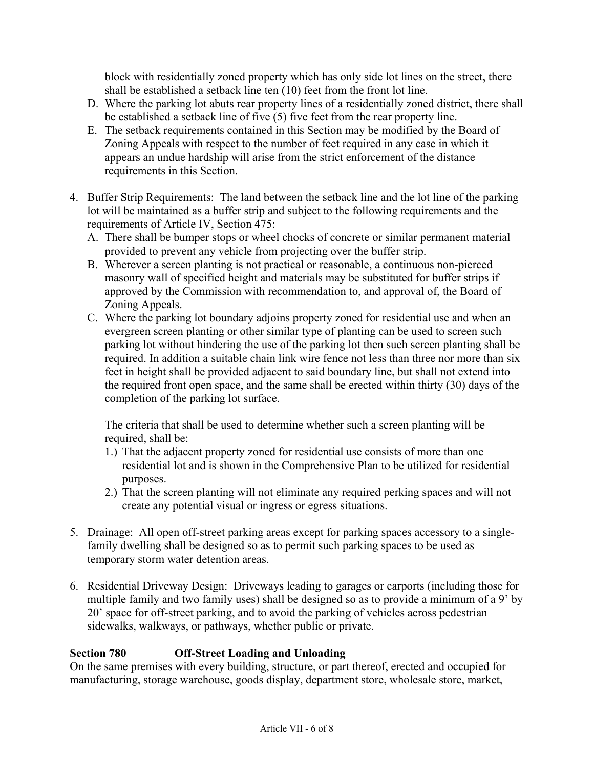block with residentially zoned property which has only side lot lines on the street, there shall be established a setback line ten (10) feet from the front lot line.

D. Where the parking lot abuts rear property lines of a residentially zoned district, there shall be established a setback line of five (5) five feet from the rear property line.
E. The setback requirements contained in this Section may be modified by the Board of Zoning Appeals with respect to the number of feet required in any case in which it appears an undue hardship will arise from the strict enforcement of the distance requirements in this Section.

4. Buffer Strip Requirements: The land between the setback line and the lot line of the parking lot will be maintained as a buffer strip and subject to the following requirements and the requirements of Article IV, Section 475:
   A. There shall be bumper stops or wheel chocks of concrete or similar permanent material provided to prevent any vehicle from projecting over the buffer strip.
   B. Wherever a screen planting is not practical or reasonable, a continuous non-pierced masonry wall of specified height and materials may be substituted for buffer strips if approved by the Commission with recommendation to, and approval of, the Board of Zoning Appeals.
   C. Where the parking lot boundary adjoins property zoned for residential use and when an evergreen screen planting or other similar type of planting can be used to screen such parking lot without hindering the use of the parking lot then such screen planting shall be required. In addition a suitable chain link wire fence not less than three nor more than six feet in height shall be provided adjacent to said boundary line, but shall not extend into the required front open space, and the same shall be erected within thirty (30) days of the completion of the parking lot surface.

      The criteria that shall be used to determine whether such a screen planting will be required, shall be:
      1.) That the adjacent property zoned for residential use consists of more than one residential lot and is shown in the Comprehensive Plan to be utilized for residential purposes.
      2.) That the screen planting will not eliminate any required perking spaces and will not create any potential visual or ingress or egress situations.

5. Drainage: All open off-street parking areas except for parking spaces accessory to a single-family dwelling shall be designed so as to permit such parking spaces to be used as temporary storm water detention areas.

6. Residential Driveway Design: Driveways leading to garages or carports (including those for multiple family and two family uses) shall be designed so as to provide a minimum of a 9' by 20' space for off-street parking, and to avoid the parking of vehicles across pedestrian sidewalks, walkways, or pathways, whether public or private.

### Section 780 Off-Street Loading and Unloading

On the same premises with every building, structure, or part thereof, erected and occupied for manufacturing, storage warehouse, goods display, department store, wholesale store, market,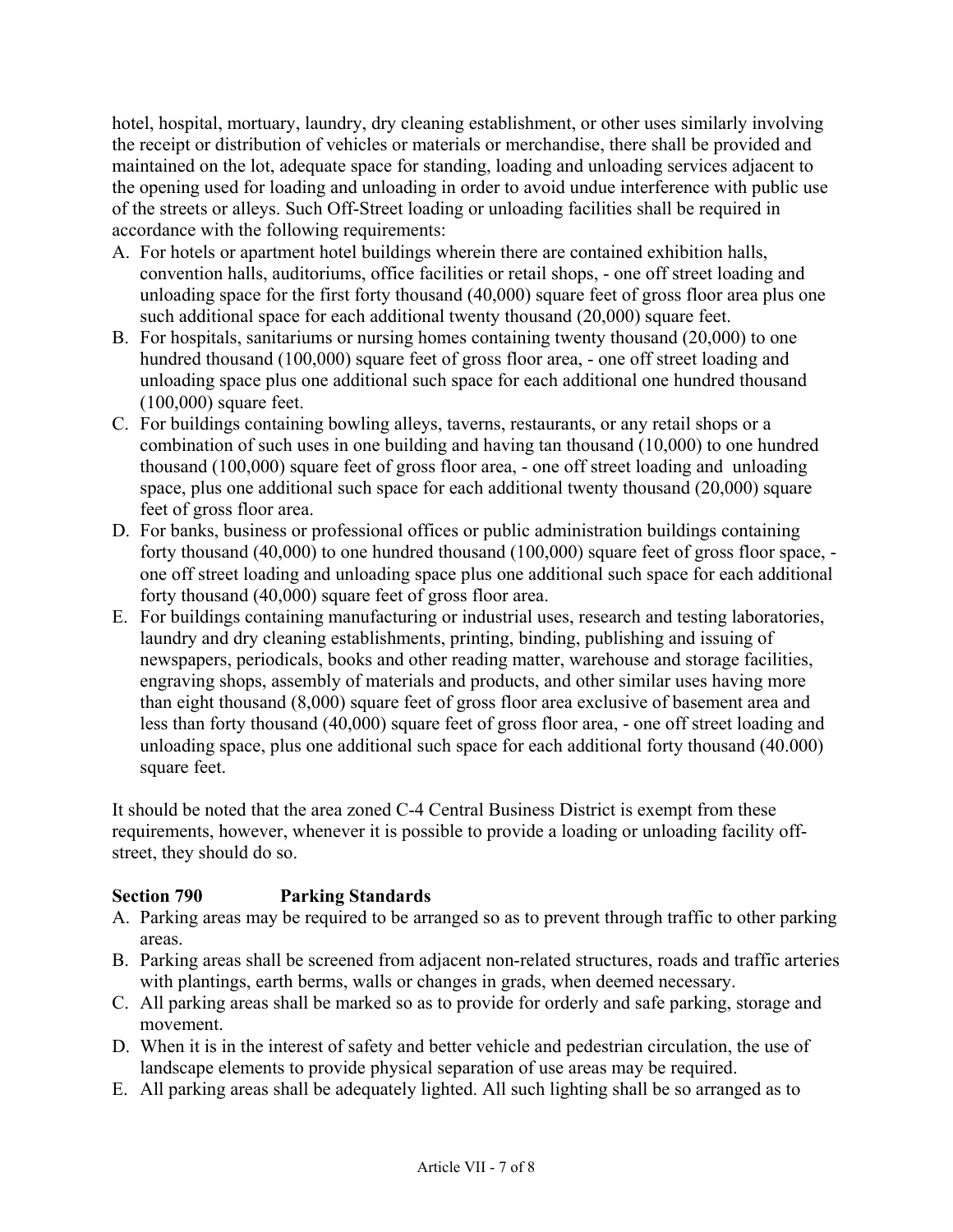hotel, hospital, mortuary, laundry, dry cleaning establishment, or other uses similarly involving the receipt or distribution of vehicles or materials or merchandise, there shall be provided and maintained on the lot, adequate space for standing, loading and unloading services adjacent to the opening used for loading and unloading in order to avoid undue interference with public use of the streets or alleys. Such Off-Street loading or unloading facilities shall be required in accordance with the following requirements:

A. For hotels or apartment hotel buildings wherein there are contained exhibition halls, convention halls, auditoriums, office facilities or retail shops, - one off street loading and unloading space for the first forty thousand (40,000) square feet of gross floor area plus one such additional space for each additional twenty thousand (20,000) square feet.
B. For hospitals, sanitariums or nursing homes containing twenty thousand (20,000) to one hundred thousand (100,000) square feet of gross floor area, - one off street loading and unloading space plus one additional such space for each additional one hundred thousand (100,000) square feet.
C. For buildings containing bowling alleys, taverns, restaurants, or any retail shops or a combination of such uses in one building and having tan thousand (10,000) to one hundred thousand (100,000) square feet of gross floor area, - one off street loading and unloading space, plus one additional such space for each additional twenty thousand (20,000) square feet of gross floor area.
D. For banks, business or professional offices or public administration buildings containing forty thousand (40,000) to one hundred thousand (100,000) square feet of gross floor space, - one off street loading and unloading space plus one additional such space for each additional forty thousand (40,000) square feet of gross floor area.
E. For buildings containing manufacturing or industrial uses, research and testing laboratories, laundry and dry cleaning establishments, printing, binding, publishing and issuing of newspapers, periodicals, books and other reading matter, warehouse and storage facilities, engraving shops, assembly of materials and products, and other similar uses having more than eight thousand (8,000) square feet of gross floor area exclusive of basement area and less than forty thousand (40,000) square feet of gross floor area, - one off street loading and unloading space, plus one additional such space for each additional forty thousand (40.000) square feet.

It should be noted that the area zoned C-4 Central Business District is exempt from these requirements, however, whenever it is possible to provide a loading or unloading facility off-street, they should do so.

**Section 790 Parking Standards**

A. Parking areas may be required to be arranged so as to prevent through traffic to other parking areas.
B. Parking areas shall be screened from adjacent non-related structures, roads and traffic arteries with plantings, earth berms, walls or changes in grads, when deemed necessary.
C. All parking areas shall be marked so as to provide for orderly and safe parking, storage and movement.
D. When it is in the interest of safety and better vehicle and pedestrian circulation, the use of landscape elements to provide physical separation of use areas may be required.
E. All parking areas shall be adequately lighted. All such lighting shall be so arranged as to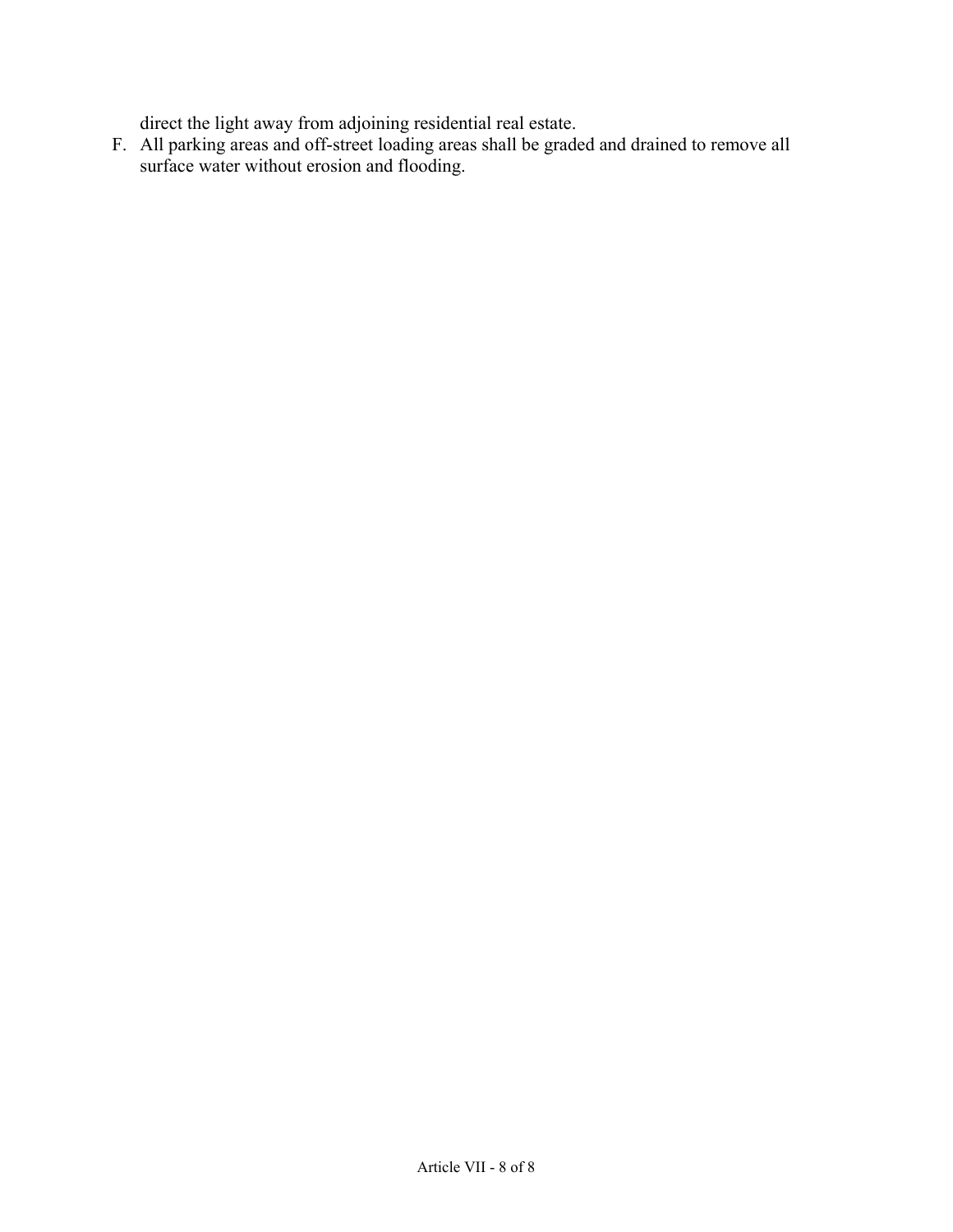direct the light away from adjoining residential real estate.

F. All parking areas and off-street loading areas shall be graded and drained to remove all surface water without erosion and flooding.